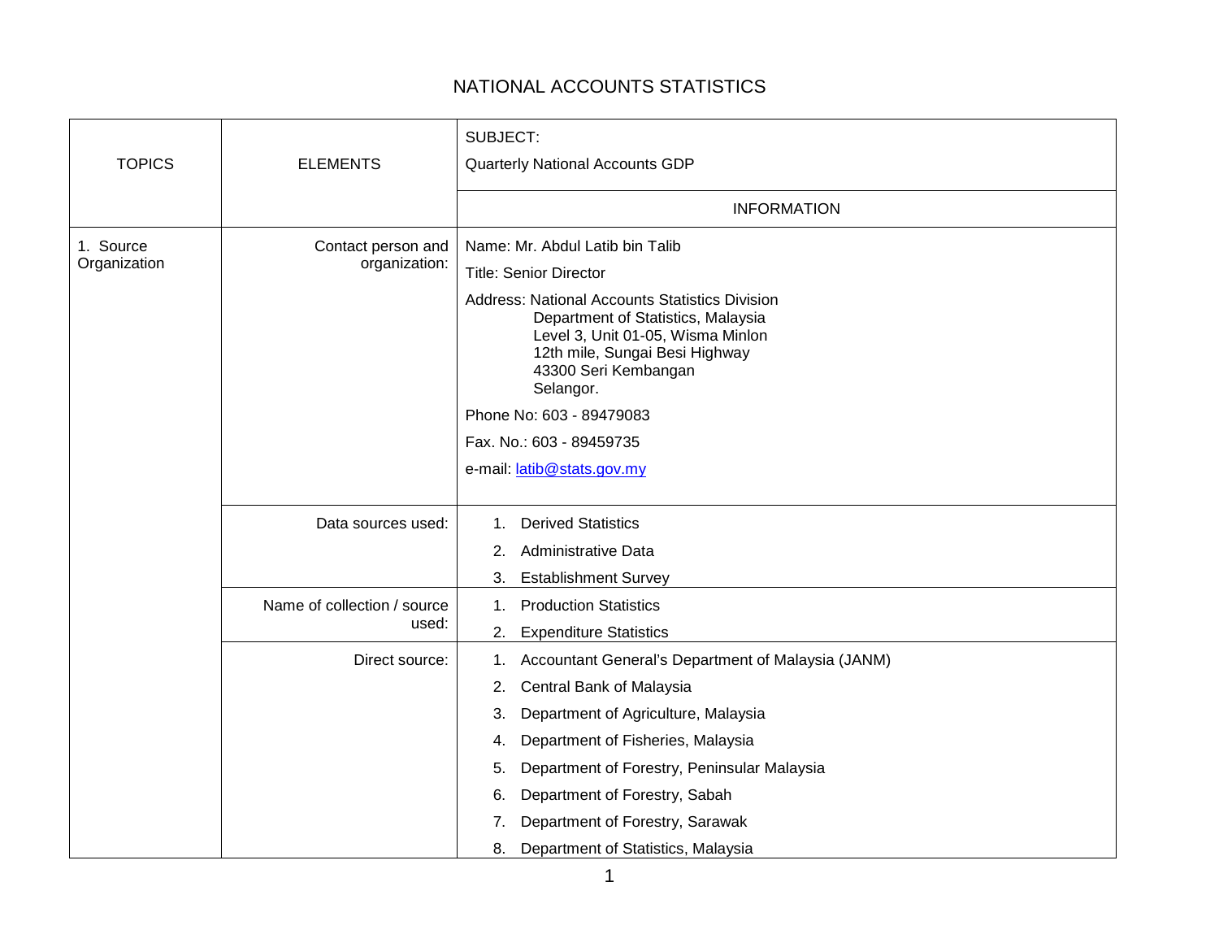# NATIONAL ACCOUNTS STATISTICS

| TOPICS | ELEMENTS | SUBJECT: Quarterly National Accounts GDP |
|---|---|---|
| | | INFORMATION |
| 1. Source Organization | Contact person and organization: | Name: Mr. Abdul Latib bin Talib<br>Title: Senior Director<br>Address: National Accounts Statistics Division<br>Department of Statistics, Malaysia<br>Level 3, Unit 01-05, Wisma Minlon<br>12th mile, Sungai Besi Highway<br>43300 Seri Kembangan<br>Selangor.<br>Phone No: 603 - 89479083<br>Fax. No.: 603 - 89459735<br>e-mail: latib@stats.gov.my |
| | Data sources used: | 1. Derived Statistics<br>2. Administrative Data<br>3. Establishment Survey |
| | Name of collection / source used: | 1. Production Statistics<br>2. Expenditure Statistics |
| | Direct source: | 1. Accountant General's Department of Malaysia (JANM)<br>2. Central Bank of Malaysia<br>3. Department of Agriculture, Malaysia<br>4. Department of Fisheries, Malaysia<br>5. Department of Forestry, Peninsular Malaysia<br>6. Department of Forestry, Sabah<br>7. Department of Forestry, Sarawak<br>8. Department of Statistics, Malaysia |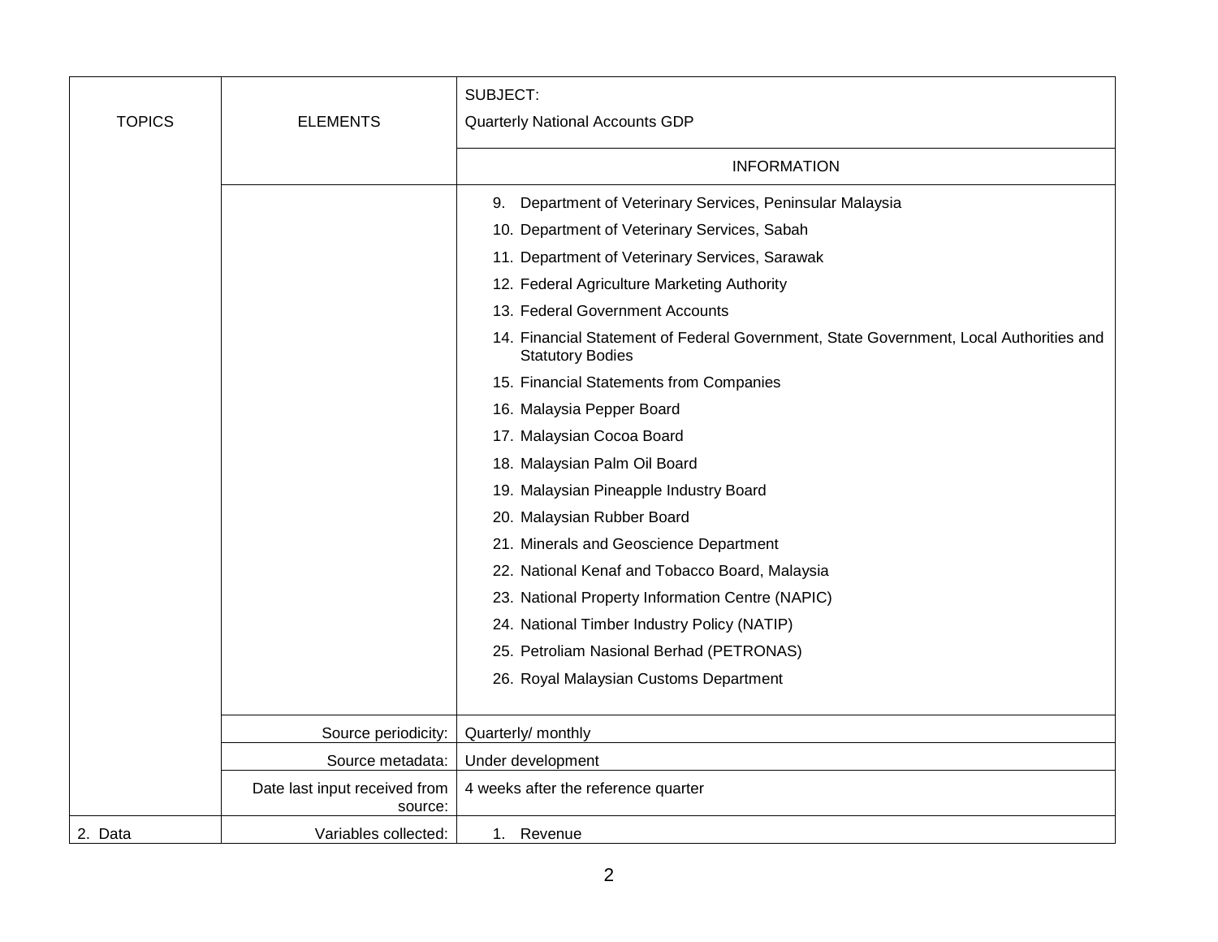| TOPICS | ELEMENTS | SUBJECT: Quarterly National Accounts GDP |
|---|---|---|
| | | INFORMATION |
| | | 9. Department of Veterinary Services, Peninsular Malaysia<br>10. Department of Veterinary Services, Sabah<br>11. Department of Veterinary Services, Sarawak<br>12. Federal Agriculture Marketing Authority<br>13. Federal Government Accounts<br>14. Financial Statement of Federal Government, State Government, Local Authorities and Statutory Bodies<br>15. Financial Statements from Companies<br>16. Malaysia Pepper Board<br>17. Malaysian Cocoa Board<br>18. Malaysian Palm Oil Board<br>19. Malaysian Pineapple Industry Board<br>20. Malaysian Rubber Board<br>21. Minerals and Geoscience Department<br>22. National Kenaf and Tobacco Board, Malaysia<br>23. National Property Information Centre (NAPIC)<br>24. National Timber Industry Policy (NATIP)<br>25. Petroliam Nasional Berhad (PETRONAS)<br>26. Royal Malaysian Customs Department |
| | Source periodicity: | Quarterly/ monthly |
| | Source metadata: | Under development |
| | Date last input received from source: | 4 weeks after the reference quarter |
| 2. Data | Variables collected: | 1. Revenue |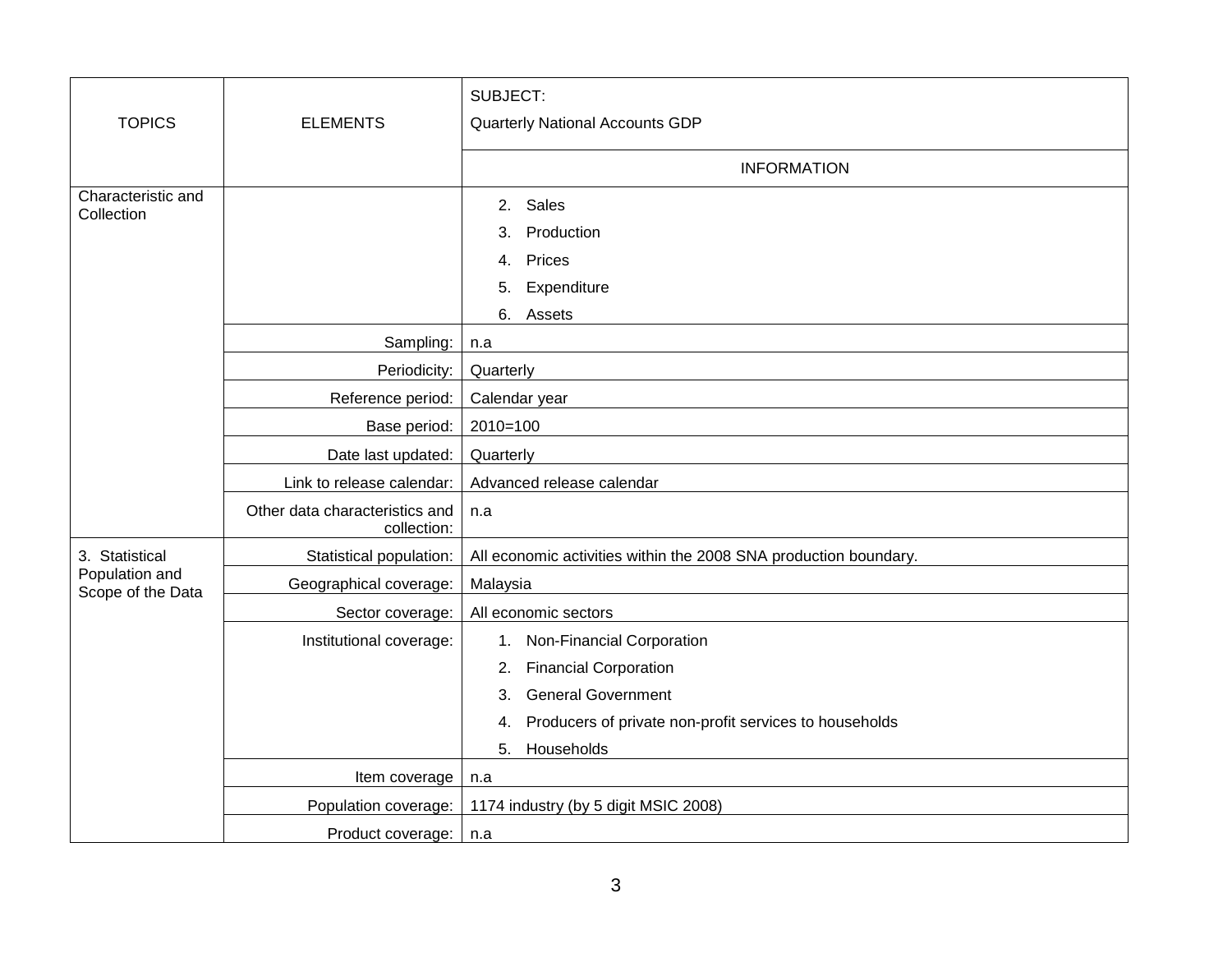| TOPICS | ELEMENTS | SUBJECT: Quarterly National Accounts GDP |
|---|---|---|
| | | INFORMATION |
| Characteristic and Collection | | 2. Sales<br>3. Production<br>4. Prices<br>5. Expenditure<br>6. Assets |
| | Sampling: | n.a |
| | Periodicity: | Quarterly |
| | Reference period: | Calendar year |
| | Base period: | 2010=100 |
| | Date last updated: | Quarterly |
| | Link to release calendar: | Advanced release calendar |
| | Other data characteristics and collection: | n.a |
| 3. Statistical Population and Scope of the Data | Statistical population: | All economic activities within the 2008 SNA production boundary. |
| | Geographical coverage: | Malaysia |
| | Sector coverage: | All economic sectors |
| | Institutional coverage: | 1. Non-Financial Corporation<br>2. Financial Corporation<br>3. General Government<br>4. Producers of private non-profit services to households<br>5. Households |
| | Item coverage | n.a |
| | Population coverage: | 1174 industry (by 5 digit MSIC 2008) |
| | Product coverage: | n.a |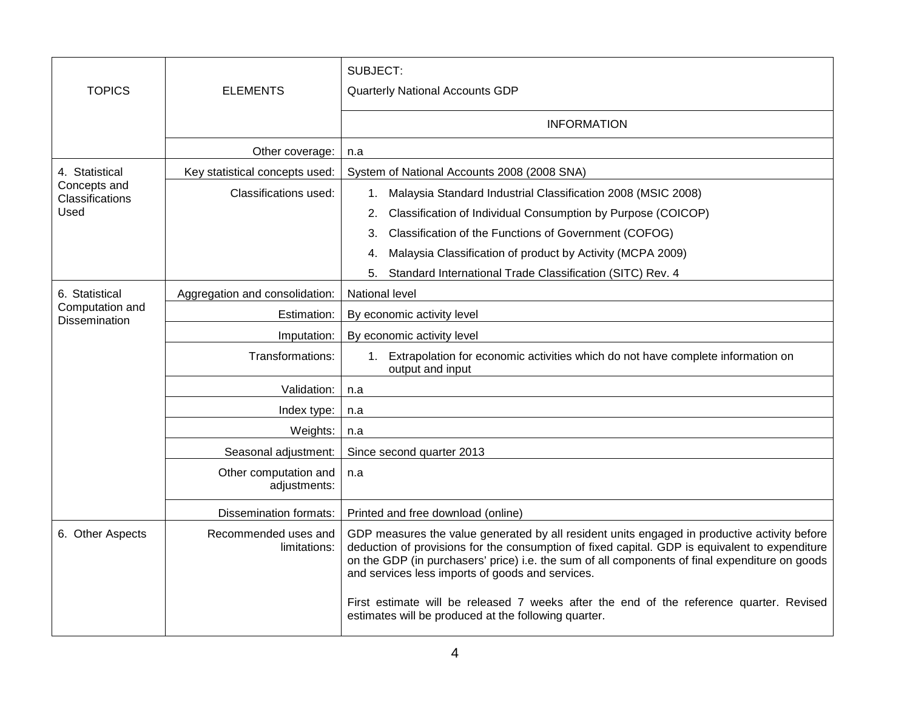| TOPICS | ELEMENTS | SUBJECT: Quarterly National Accounts GDP |
|---|---|---|
| | | INFORMATION |
| | Other coverage: | n.a |
| 4. Statistical Concepts and Classifications Used | Key statistical concepts used: | System of National Accounts 2008 (2008 SNA) |
| | Classifications used: | 1. Malaysia Standard Industrial Classification 2008 (MSIC 2008)<br>2. Classification of Individual Consumption by Purpose (COICOP)<br>3. Classification of the Functions of Government (COFOG)<br>4. Malaysia Classification of product by Activity (MCPA 2009)<br>5. Standard International Trade Classification (SITC) Rev. 4 |
| 6. Statistical Computation and Dissemination | Aggregation and consolidation: | National level |
| | Estimation: | By economic activity level |
| | Imputation: | By economic activity level |
| | Transformations: | 1. Extrapolation for economic activities which do not have complete information on output and input |
| | Validation: | n.a |
| | Index type: | n.a |
| | Weights: | n.a |
| | Seasonal adjustment: | Since second quarter 2013 |
| | Other computation and adjustments: | n.a |
| | Dissemination formats: | Printed and free download (online) |
| 6. Other Aspects | Recommended uses and limitations: | GDP measures the value generated by all resident units engaged in productive activity before deduction of provisions for the consumption of fixed capital. GDP is equivalent to expenditure on the GDP (in purchasers' price) i.e. the sum of all components of final expenditure on goods and services less imports of goods and services.<br><br>First estimate will be released 7 weeks after the end of the reference quarter. Revised estimates will be produced at the following quarter. |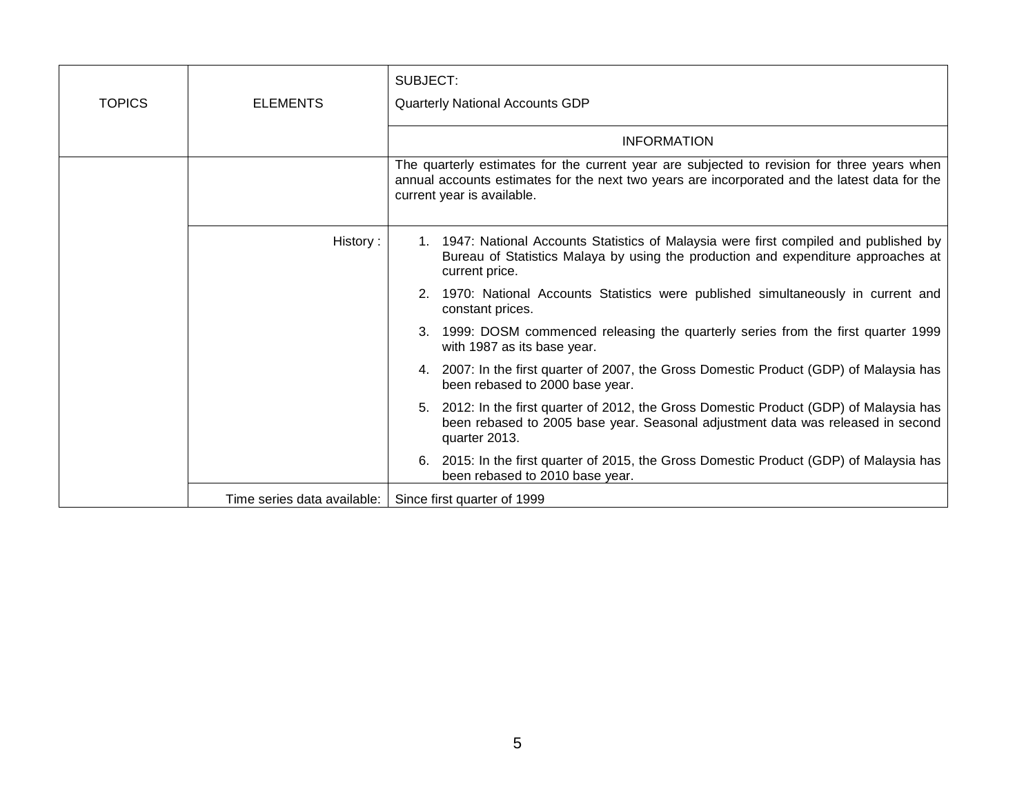| TOPICS | ELEMENTS | SUBJECT: Quarterly National Accounts GDP |
|---|---|---|
| | | INFORMATION |
| | | The quarterly estimates for the current year are subjected to revision for three years when annual accounts estimates for the next two years are incorporated and the latest data for the current year is available. |
| | History : | 1. 1947: National Accounts Statistics of Malaysia were first compiled and published by Bureau of Statistics Malaya by using the production and expenditure approaches at current price.<br>2. 1970: National Accounts Statistics were published simultaneously in current and constant prices.<br>3. 1999: DOSM commenced releasing the quarterly series from the first quarter 1999 with 1987 as its base year.<br>4. 2007: In the first quarter of 2007, the Gross Domestic Product (GDP) of Malaysia has been rebased to 2000 base year.<br>5. 2012: In the first quarter of 2012, the Gross Domestic Product (GDP) of Malaysia has been rebased to 2005 base year. Seasonal adjustment data was released in second quarter 2013.<br>6. 2015: In the first quarter of 2015, the Gross Domestic Product (GDP) of Malaysia has been rebased to 2010 base year. |
| | Time series data available: | Since first quarter of 1999 |